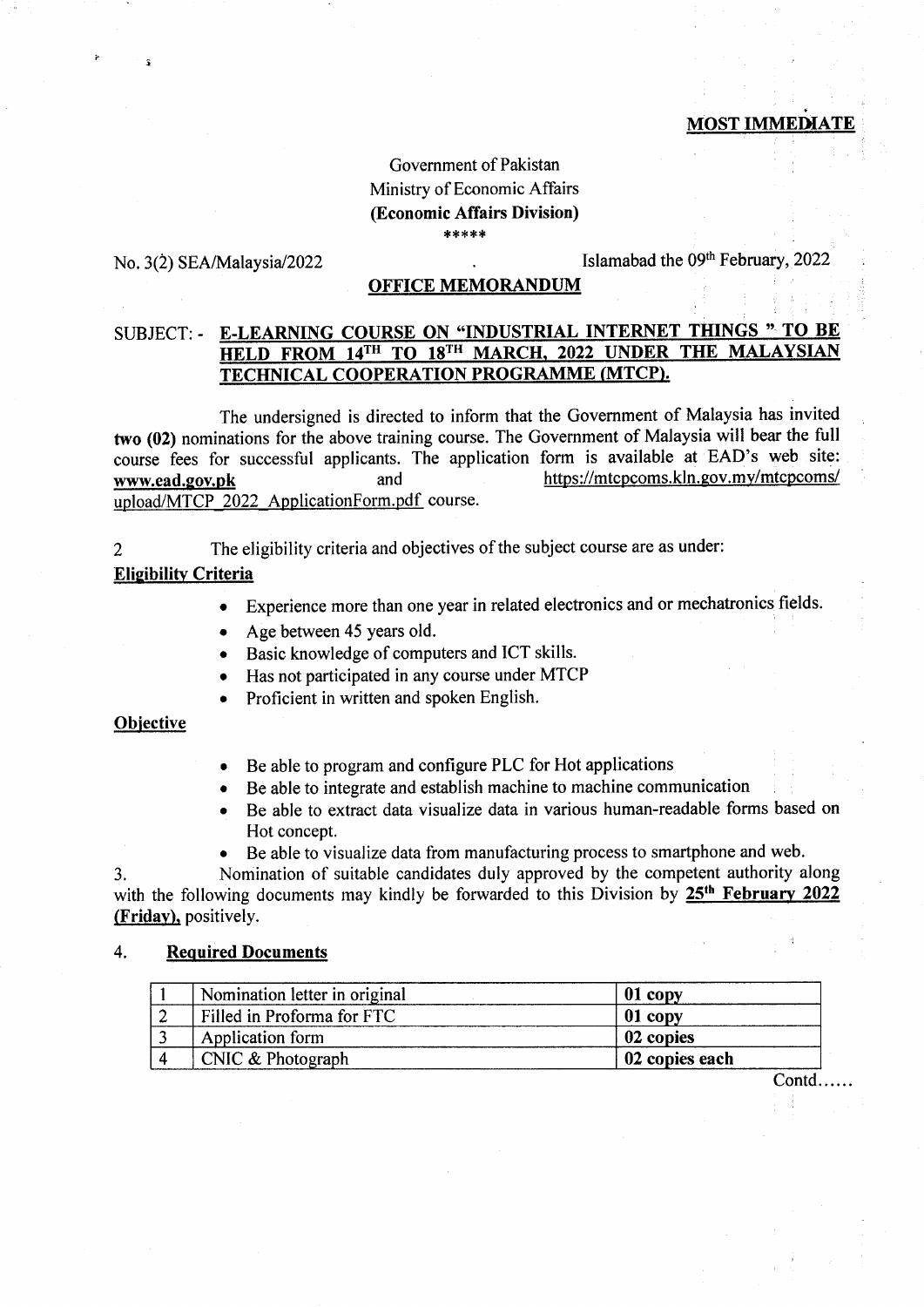**MOST IMMEDIATE**

Government of Pakistan
Ministry of Economic Affairs
**(Economic Affairs Division)**
\*\*\*\*\*

No. 3(2) SEA/Malaysia/2022 Islamabad the 09th February, 2022

**OFFICE MEMORANDUM**

SUBJECT: - **E-LEARNING COURSE ON "INDUSTRIAL INTERNET THINGS " TO BE HELD FROM 14TH TO 18TH MARCH, 2022 UNDER THE MALAYSIAN TECHNICAL COOPERATION PROGRAMME (MTCP).**

The undersigned is directed to inform that the Government of Malaysia has invited **two (02)** nominations for the above training course. The Government of Malaysia will bear the full course fees for successful applicants. The application form is available at EAD's web site: **www.ead.gov.pk** and https://mtcpcoms.kln.gov.my/mtcpcoms/upload/MTCP_2022_ApplicationForm.pdf course.

2 The eligibility criteria and objectives of the subject course are as under:

**Eligibility Criteria**

- Experience more than one year in related electronics and or mechatronics fields.
- Age between 45 years old.
- Basic knowledge of computers and ICT skills.
- Has not participated in any course under MTCP
- Proficient in written and spoken English.

**Objective**

- Be able to program and configure PLC for Hot applications
- Be able to integrate and establish machine to machine communication
- Be able to extract data visualize data in various human-readable forms based on Hot concept.
- Be able to visualize data from manufacturing process to smartphone and web.

3. Nomination of suitable candidates duly approved by the competent authority along with the following documents may kindly be forwarded to this Division by **25th February 2022 (Friday),** positively.

4. **Required Documents**

| | | |
|---|---|---|
| 1 | Nomination letter in original | **01 copy** |
| 2 | Filled in Proforma for FTC | **01 copy** |
| 3 | Application form | **02 copies** |
| 4 | CNIC & Photograph | **02 copies each** |

Contd......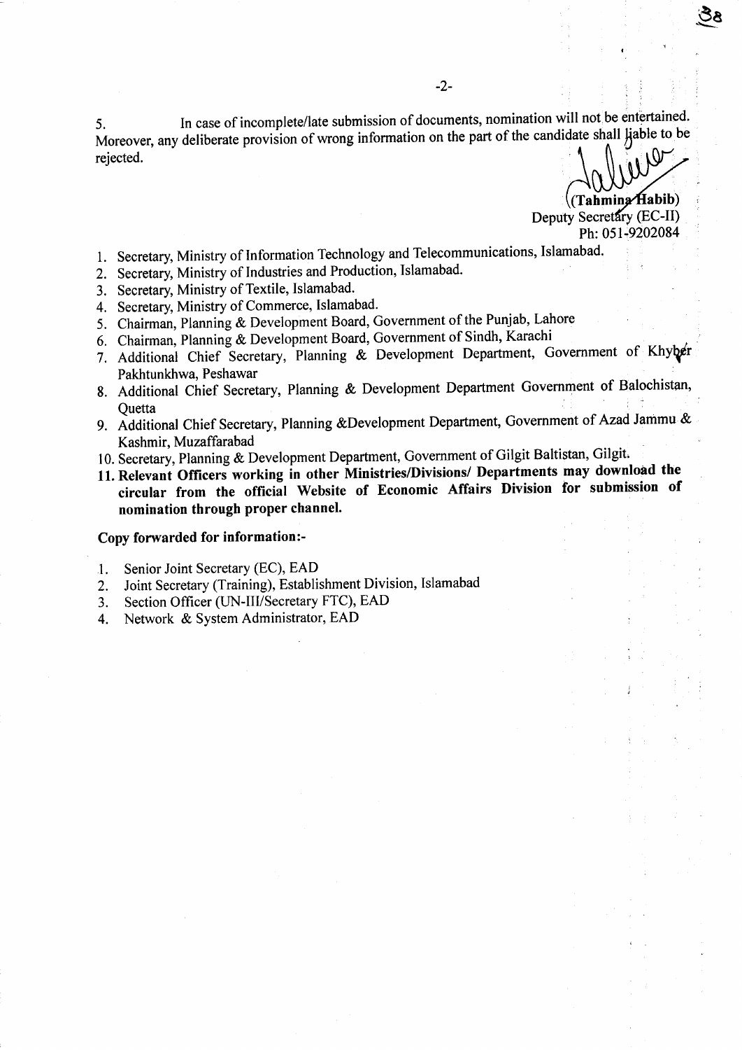5. In case of incomplete/late submission of documents, nomination will not be entertained. Moreover, any deliberate provision of wrong information on the part of the candidate shall liable to be rejected.

(Tahmina Habib)
Deputy Secretary (EC-II)
Ph: 051-9202084

1. Secretary, Ministry of Information Technology and Telecommunications, Islamabad.
2. Secretary, Ministry of Industries and Production, Islamabad.
3. Secretary, Ministry of Textile, Islamabad.
4. Secretary, Ministry of Commerce, Islamabad.
5. Chairman, Planning & Development Board, Government of the Punjab, Lahore
6. Chairman, Planning & Development Board, Government of Sindh, Karachi
7. Additional Chief Secretary, Planning & Development Department, Government of Khyber Pakhtunkhwa, Peshawar
8. Additional Chief Secretary, Planning & Development Department Government of Balochistan, Quetta
9. Additional Chief Secretary, Planning &Development Department, Government of Azad Jammu & Kashmir, Muzaffarabad
10. Secretary, Planning & Development Department, Government of Gilgit Baltistan, Gilgit.
11. **Relevant Officers working in other Ministries/Divisions/ Departments may download the circular from the official Website of Economic Affairs Division for submission of nomination through proper channel.**

**Copy forwarded for information:-**

1. Senior Joint Secretary (EC), EAD
2. Joint Secretary (Training), Establishment Division, Islamabad
3. Section Officer (UN-III/Secretary FTC), EAD
4. Network & System Administrator, EAD